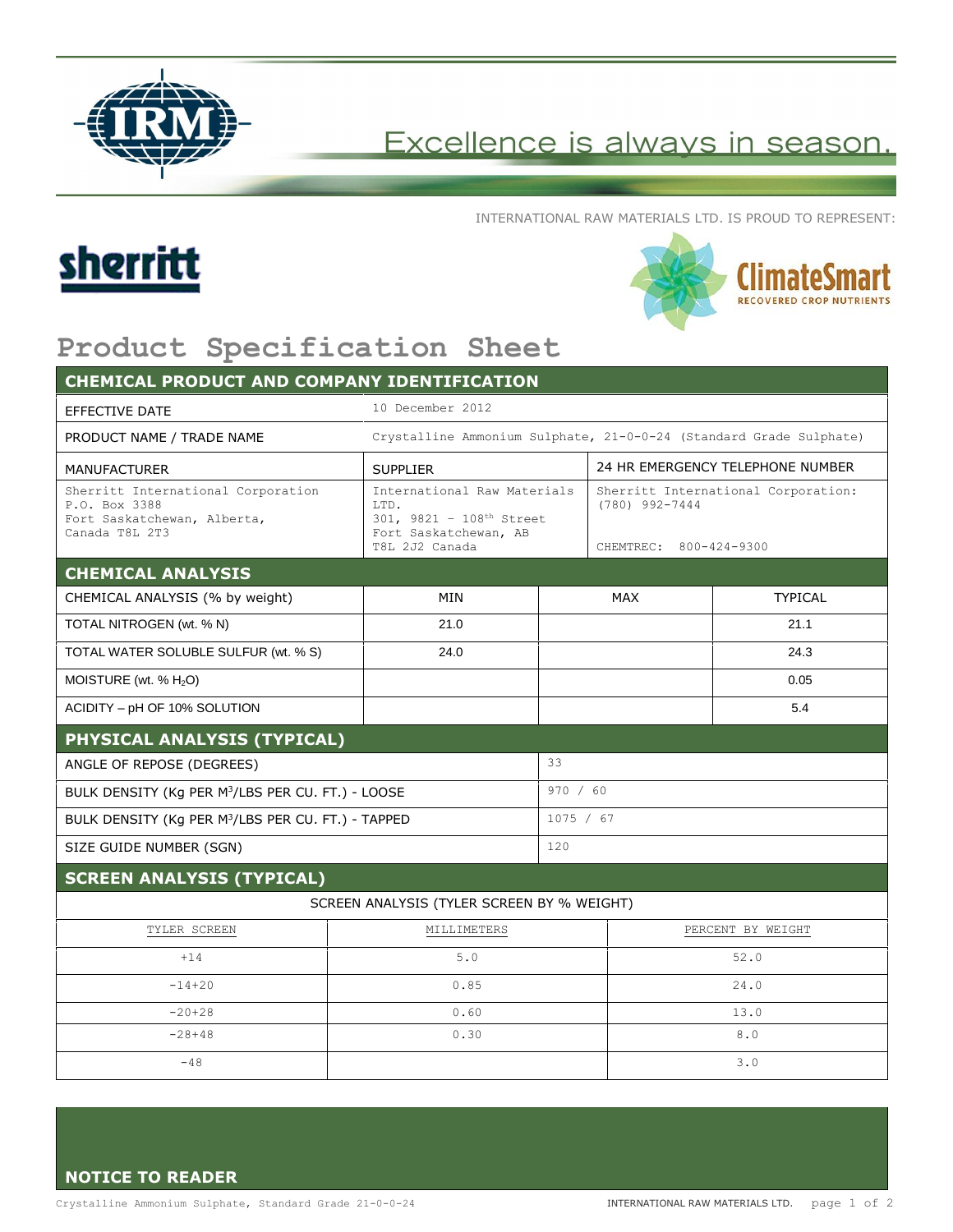Excellence is always in season.

INTERNATIONAL RAW MATERIALS LTD. IS PROUD TO REPRESENT:

sherritt

ClimateSmart
RECOVERED CROP NUTRIENTS

# Product Specification Sheet

## CHEMICAL PRODUCT AND COMPANY IDENTIFICATION

| | |
|---|---|
| EFFECTIVE DATE | 10 December 2012 |
| PRODUCT NAME / TRADE NAME | Crystalline Ammonium Sulphate, 21-0-0-24 (Standard Grade Sulphate) |

| MANUFACTURER | SUPPLIER | 24 HR EMERGENCY TELEPHONE NUMBER |
|---|---|---|
| Sherritt International Corporation<br>P.O. Box 3388<br>Fort Saskatchewan, Alberta,<br>Canada T8L 2T3 | International Raw Materials LTD.<br>301, 9821 – 108th Street<br>Fort Saskatchewan, AB<br>T8L 2J2 Canada | Sherritt International Corporation:<br>(780) 992-7444<br><br>CHEMTREC: 800-424-9300 |

## CHEMICAL ANALYSIS

| CHEMICAL ANALYSIS (% by weight) | MIN | MAX | TYPICAL |
|---|---|---|---|
| TOTAL NITROGEN (wt. % N) | 21.0 | | 21.1 |
| TOTAL WATER SOLUBLE SULFUR (wt. % S) | 24.0 | | 24.3 |
| MOISTURE (wt. % $H_2O$) | | | 0.05 |
| ACIDITY – pH OF 10% SOLUTION | | | 5.4 |

## PHYSICAL ANALYSIS (TYPICAL)

| | |
|---|---|
| ANGLE OF REPOSE (DEGREES) | 33 |
| BULK DENSITY (Kg PER $M^3$/LBS PER CU. FT.) - LOOSE | 970 / 60 |
| BULK DENSITY (Kg PER $M^3$/LBS PER CU. FT.) - TAPPED | 1075 / 67 |
| SIZE GUIDE NUMBER (SGN) | 120 |

## SCREEN ANALYSIS (TYPICAL)

SCREEN ANALYSIS (TYLER SCREEN BY % WEIGHT)

| TYLER SCREEN | MILLIMETERS | PERCENT BY WEIGHT |
|---|---|---|
| +14 | 5.0 | 52.0 |
| -14+20 | 0.85 | 24.0 |
| -20+28 | 0.60 | 13.0 |
| -28+48 | 0.30 | 8.0 |
| -48 | | 3.0 |

## NOTICE TO READER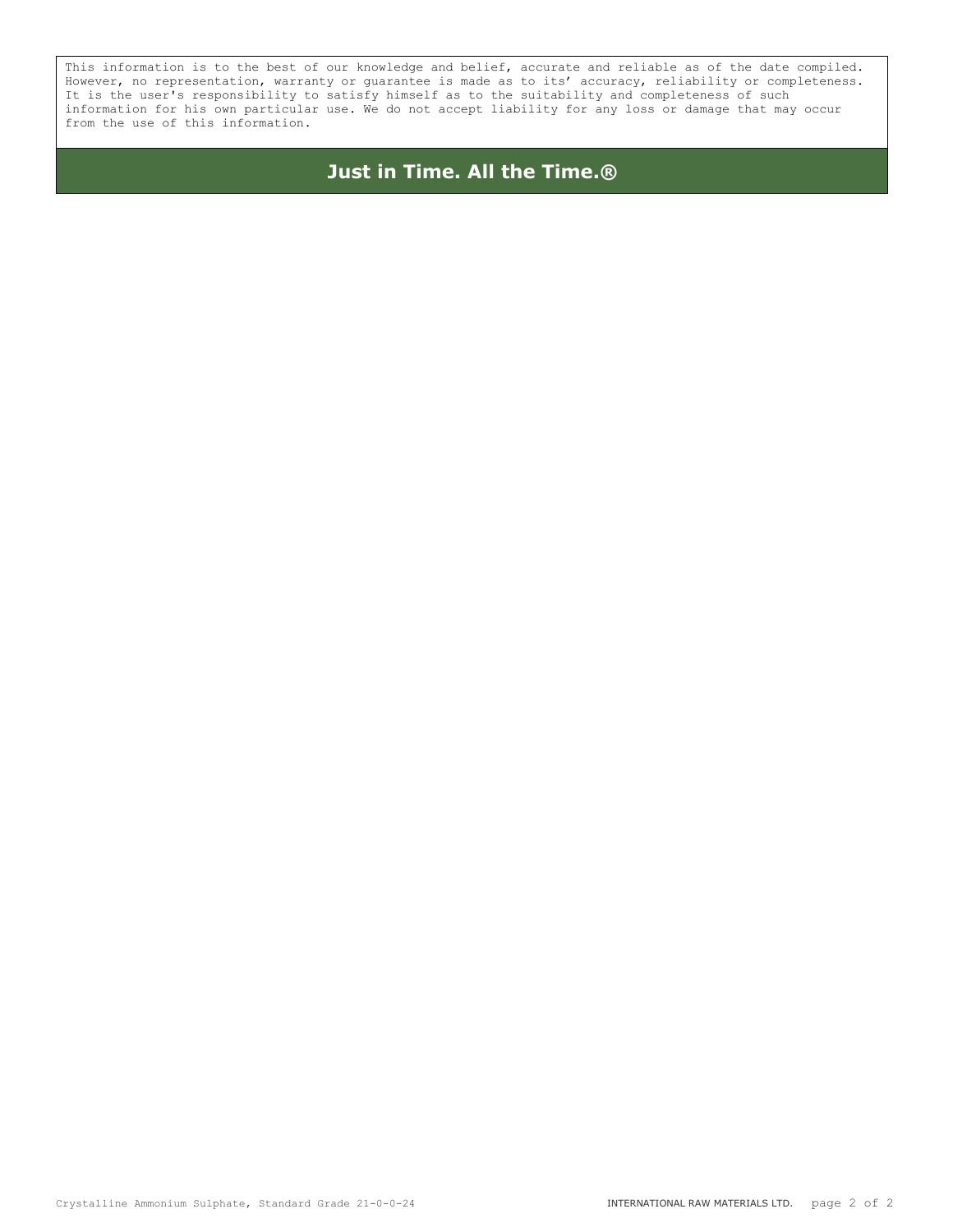This information is to the best of our knowledge and belief, accurate and reliable as of the date compiled. However, no representation, warranty or guarantee is made as to its' accuracy, reliability or completeness. It is the user's responsibility to satisfy himself as to the suitability and completeness of such information for his own particular use. We do not accept liability for any loss or damage that may occur from the use of this information.

**Just in Time. All the Time.®**